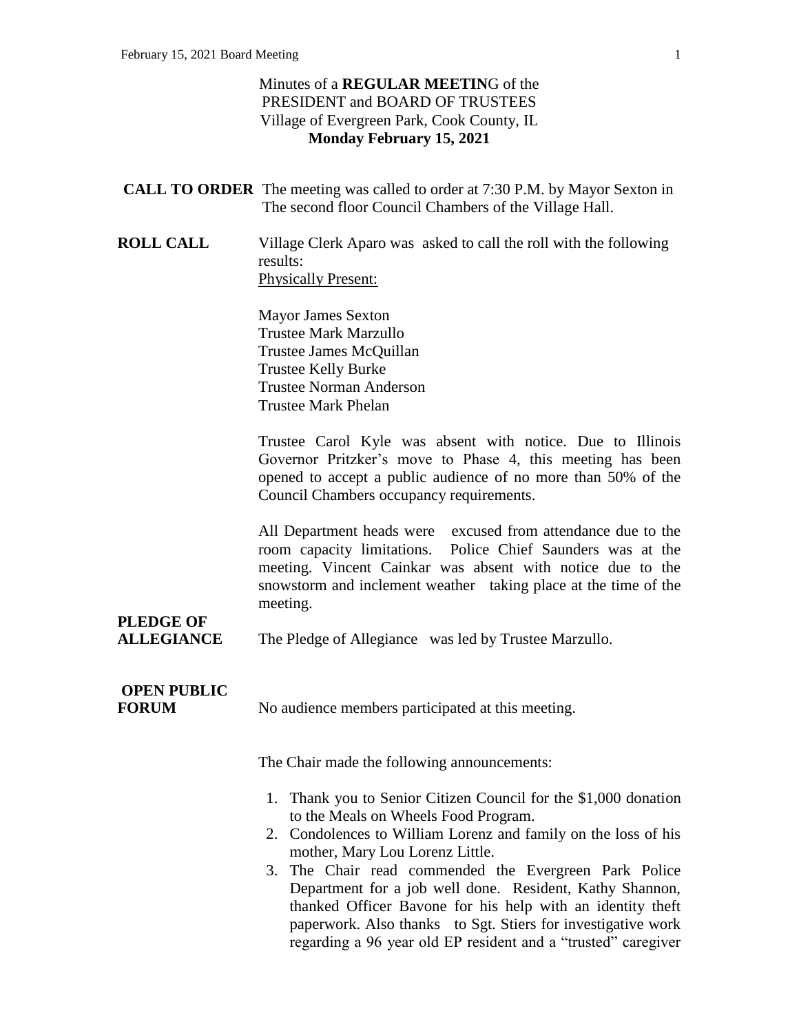Minutes of a **REGULAR MEETIN**G of the
PRESIDENT and BOARD OF TRUSTEES
Village of Evergreen Park, Cook County, IL
**Monday February 15, 2021**

**CALL TO ORDER** The meeting was called to order at 7:30 P.M. by Mayor Sexton in The second floor Council Chambers of the Village Hall.

**ROLL CALL** Village Clerk Aparo was asked to call the roll with the following results:

Physically Present:

Mayor James Sexton
Trustee Mark Marzullo
Trustee James McQuillan
Trustee Kelly Burke
Trustee Norman Anderson
Trustee Mark Phelan

Trustee Carol Kyle was absent with notice. Due to Illinois Governor Pritzker's move to Phase 4, this meeting has been opened to accept a public audience of no more than 50% of the Council Chambers occupancy requirements.

All Department heads were excused from attendance due to the room capacity limitations. Police Chief Saunders was at the meeting. Vincent Cainkar was absent with notice due to the snowstorm and inclement weather taking place at the time of the meeting.

**PLEDGE OF ALLEGIANCE** The Pledge of Allegiance was led by Trustee Marzullo.

**OPEN PUBLIC FORUM** No audience members participated at this meeting.

The Chair made the following announcements:

1. Thank you to Senior Citizen Council for the $1,000 donation to the Meals on Wheels Food Program.
2. Condolences to William Lorenz and family on the loss of his mother, Mary Lou Lorenz Little.
3. The Chair read commended the Evergreen Park Police Department for a job well done. Resident, Kathy Shannon, thanked Officer Bavone for his help with an identity theft paperwork. Also thanks to Sgt. Stiers for investigative work regarding a 96 year old EP resident and a "trusted" caregiver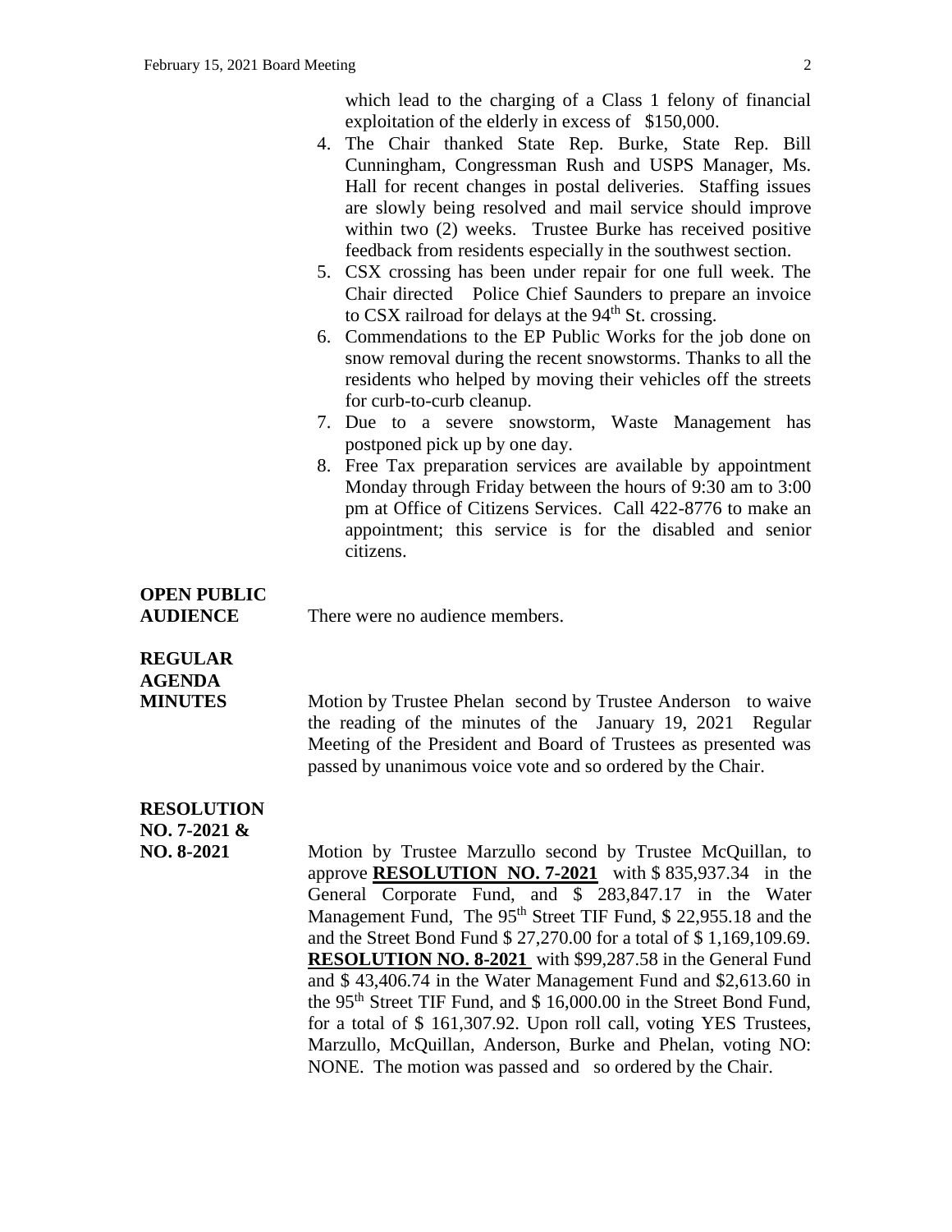which lead to the charging of a Class 1 felony of financial exploitation of the elderly in excess of \$150,000.

4. The Chair thanked State Rep. Burke, State Rep. Bill Cunningham, Congressman Rush and USPS Manager, Ms. Hall for recent changes in postal deliveries. Staffing issues are slowly being resolved and mail service should improve within two (2) weeks. Trustee Burke has received positive feedback from residents especially in the southwest section.
5. CSX crossing has been under repair for one full week. The Chair directed Police Chief Saunders to prepare an invoice to CSX railroad for delays at the 94th St. crossing.
6. Commendations to the EP Public Works for the job done on snow removal during the recent snowstorms. Thanks to all the residents who helped by moving their vehicles off the streets for curb-to-curb cleanup.
7. Due to a severe snowstorm, Waste Management has postponed pick up by one day.
8. Free Tax preparation services are available by appointment Monday through Friday between the hours of 9:30 am to 3:00 pm at Office of Citizens Services. Call 422-8776 to make an appointment; this service is for the disabled and senior citizens.

**OPEN PUBLIC AUDIENCE**

There were no audience members.

**REGULAR AGENDA**

**MINUTES**

Motion by Trustee Phelan second by Trustee Anderson to waive the reading of the minutes of the January 19, 2021 Regular Meeting of the President and Board of Trustees as presented was passed by unanimous voice vote and so ordered by the Chair.

**RESOLUTION NO. 7-2021 & NO. 8-2021**

Motion by Trustee Marzullo second by Trustee McQuillan, to approve **RESOLUTION NO. 7-2021** with \$ 835,937.34 in the General Corporate Fund, and \$ 283,847.17 in the Water Management Fund, The 95th Street TIF Fund, \$ 22,955.18 and the and the Street Bond Fund \$ 27,270.00 for a total of \$ 1,169,109.69. **RESOLUTION NO. 8-2021** with \$99,287.58 in the General Fund and \$ 43,406.74 in the Water Management Fund and \$2,613.60 in the 95th Street TIF Fund, and \$ 16,000.00 in the Street Bond Fund, for a total of \$ 161,307.92. Upon roll call, voting YES Trustees, Marzullo, McQuillan, Anderson, Burke and Phelan, voting NO: NONE. The motion was passed and so ordered by the Chair.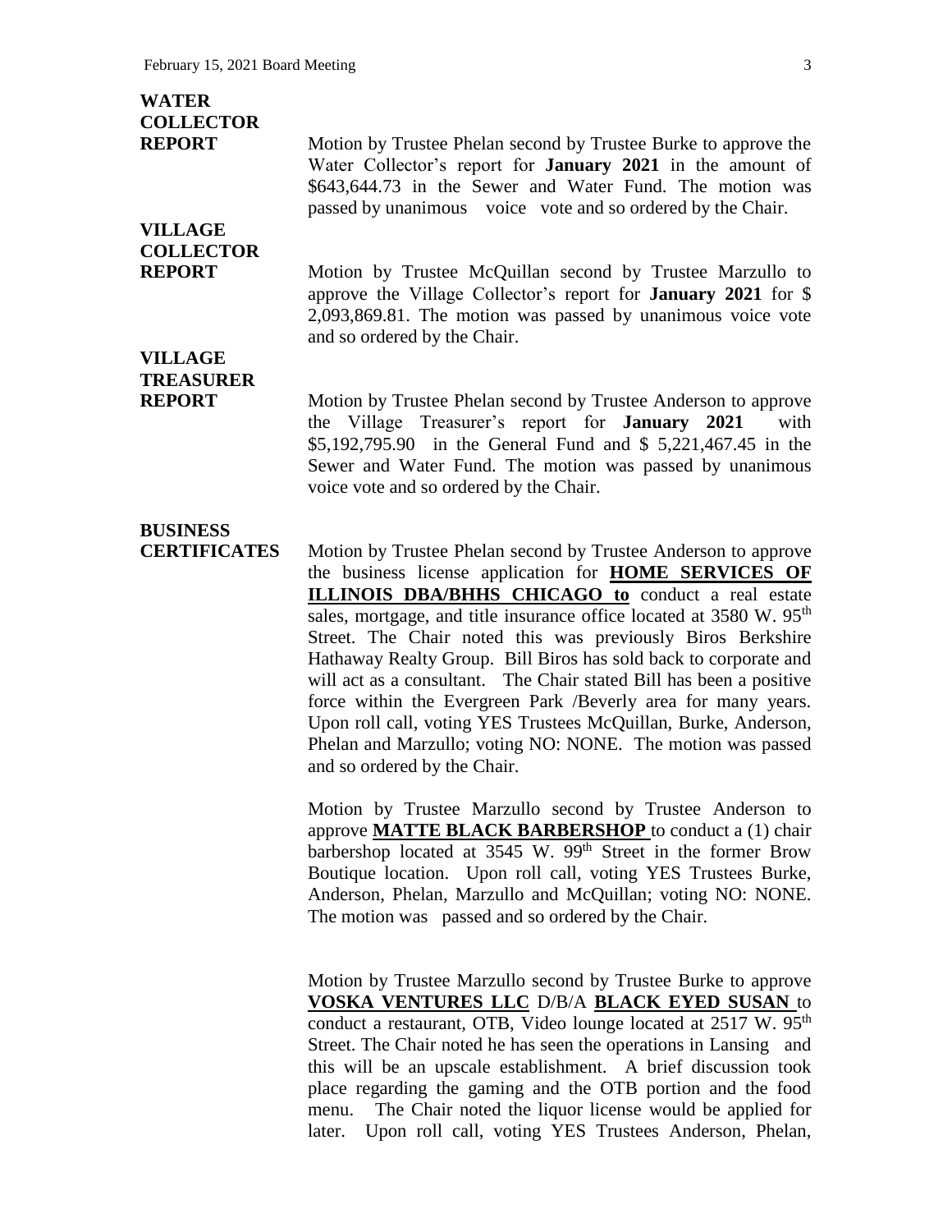**WATER COLLECTOR REPORT** Motion by Trustee Phelan second by Trustee Burke to approve the Water Collector's report for **January 2021** in the amount of $643,644.73 in the Sewer and Water Fund. The motion was passed by unanimous voice vote and so ordered by the Chair.

**VILLAGE COLLECTOR REPORT** Motion by Trustee McQuillan second by Trustee Marzullo to approve the Village Collector's report for **January 2021** for $ 2,093,869.81. The motion was passed by unanimous voice vote and so ordered by the Chair.

**VILLAGE TREASURER REPORT** Motion by Trustee Phelan second by Trustee Anderson to approve the Village Treasurer's report for **January 2021** with $5,192,795.90 in the General Fund and $ 5,221,467.45 in the Sewer and Water Fund. The motion was passed by unanimous voice vote and so ordered by the Chair.

**BUSINESS CERTIFICATES** Motion by Trustee Phelan second by Trustee Anderson to approve the business license application for **HOME SERVICES OF ILLINOIS DBA/BHHS CHICAGO to** conduct a real estate sales, mortgage, and title insurance office located at 3580 W. 95th Street. The Chair noted this was previously Biros Berkshire Hathaway Realty Group. Bill Biros has sold back to corporate and will act as a consultant. The Chair stated Bill has been a positive force within the Evergreen Park /Beverly area for many years. Upon roll call, voting YES Trustees McQuillan, Burke, Anderson, Phelan and Marzullo; voting NO: NONE. The motion was passed and so ordered by the Chair.

Motion by Trustee Marzullo second by Trustee Anderson to approve **MATTE BLACK BARBERSHOP** to conduct a (1) chair barbershop located at 3545 W. 99th Street in the former Brow Boutique location. Upon roll call, voting YES Trustees Burke, Anderson, Phelan, Marzullo and McQuillan; voting NO: NONE. The motion was passed and so ordered by the Chair.

Motion by Trustee Marzullo second by Trustee Burke to approve **VOSKA VENTURES LLC** D/B/A **BLACK EYED SUSAN** to conduct a restaurant, OTB, Video lounge located at 2517 W. 95th Street. The Chair noted he has seen the operations in Lansing and this will be an upscale establishment. A brief discussion took place regarding the gaming and the OTB portion and the food menu. The Chair noted the liquor license would be applied for later. Upon roll call, voting YES Trustees Anderson, Phelan,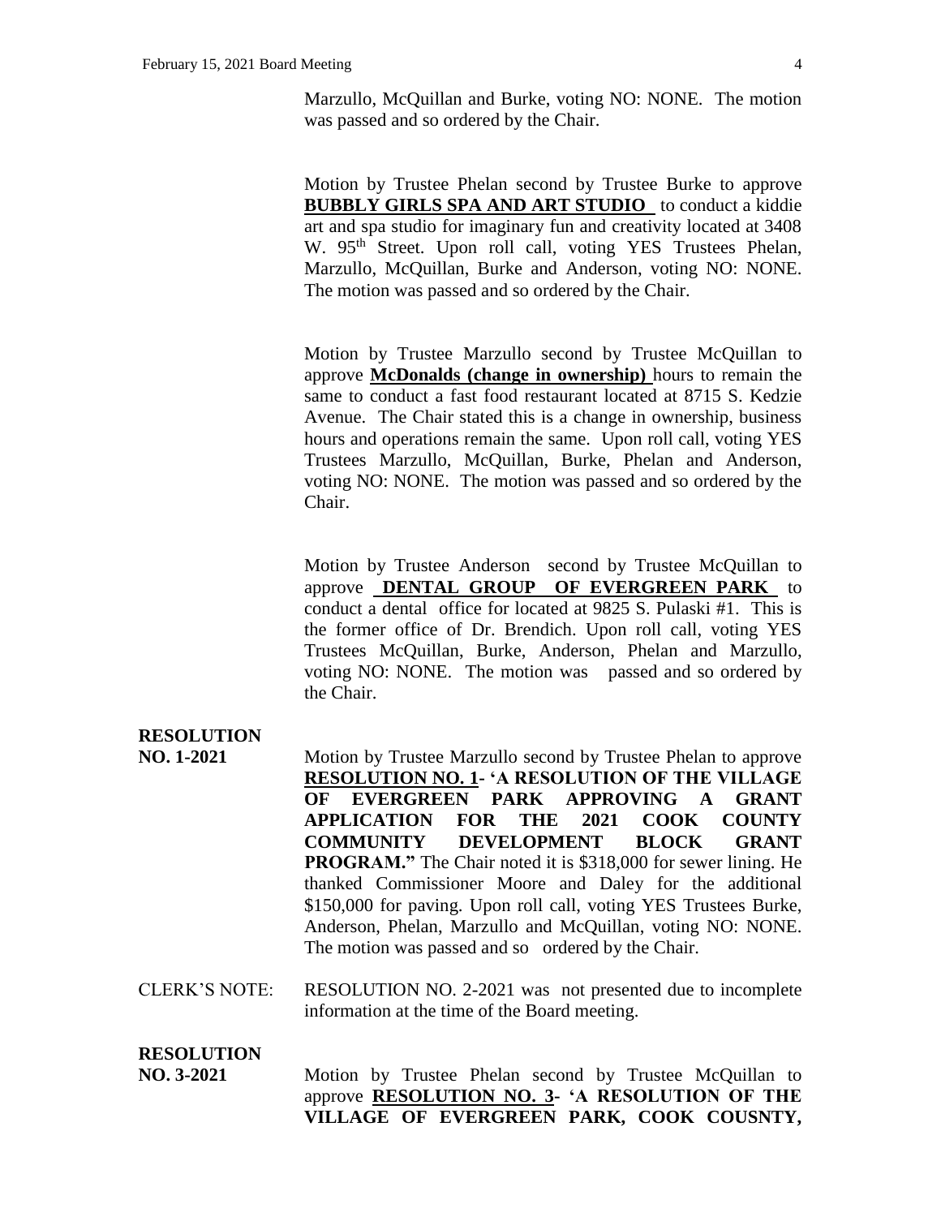Marzullo, McQuillan and Burke, voting NO: NONE. The motion was passed and so ordered by the Chair.

Motion by Trustee Phelan second by Trustee Burke to approve **BUBBLY GIRLS SPA AND ART STUDIO** to conduct a kiddie art and spa studio for imaginary fun and creativity located at 3408 W. 95th Street. Upon roll call, voting YES Trustees Phelan, Marzullo, McQuillan, Burke and Anderson, voting NO: NONE. The motion was passed and so ordered by the Chair.

Motion by Trustee Marzullo second by Trustee McQuillan to approve **McDonalds (change in ownership)** hours to remain the same to conduct a fast food restaurant located at 8715 S. Kedzie Avenue. The Chair stated this is a change in ownership, business hours and operations remain the same. Upon roll call, voting YES Trustees Marzullo, McQuillan, Burke, Phelan and Anderson, voting NO: NONE. The motion was passed and so ordered by the Chair.

Motion by Trustee Anderson second by Trustee McQuillan to approve **DENTAL GROUP OF EVERGREEN PARK** to conduct a dental office for located at 9825 S. Pulaski #1. This is the former office of Dr. Brendich. Upon roll call, voting YES Trustees McQuillan, Burke, Anderson, Phelan and Marzullo, voting NO: NONE. The motion was passed and so ordered by the Chair.

**RESOLUTION NO. 1-2021**

Motion by Trustee Marzullo second by Trustee Phelan to approve **RESOLUTION NO. 1- 'A RESOLUTION OF THE VILLAGE OF EVERGREEN PARK APPROVING A GRANT APPLICATION FOR THE 2021 COOK COUNTY COMMUNITY DEVELOPMENT BLOCK GRANT PROGRAM."** The Chair noted it is $318,000 for sewer lining. He thanked Commissioner Moore and Daley for the additional $150,000 for paving. Upon roll call, voting YES Trustees Burke, Anderson, Phelan, Marzullo and McQuillan, voting NO: NONE. The motion was passed and so ordered by the Chair.

CLERK'S NOTE: RESOLUTION NO. 2-2021 was not presented due to incomplete information at the time of the Board meeting.

**RESOLUTION NO. 3-2021**

Motion by Trustee Phelan second by Trustee McQuillan to approve **RESOLUTION NO. 3- 'A RESOLUTION OF THE VILLAGE OF EVERGREEN PARK, COOK COUSNTY,**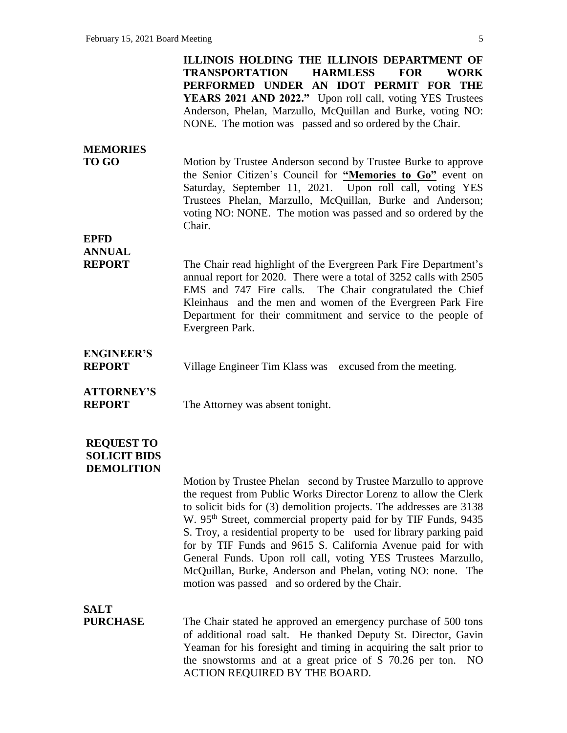**ILLINOIS HOLDING THE ILLINOIS DEPARTMENT OF TRANSPORTATION HARMLESS FOR WORK PERFORMED UNDER AN IDOT PERMIT FOR THE YEARS 2021 AND 2022."** Upon roll call, voting YES Trustees Anderson, Phelan, Marzullo, McQuillan and Burke, voting NO: NONE. The motion was passed and so ordered by the Chair.

**MEMORIES TO GO**

Motion by Trustee Anderson second by Trustee Burke to approve the Senior Citizen's Council for **"Memories to Go"** event on Saturday, September 11, 2021. Upon roll call, voting YES Trustees Phelan, Marzullo, McQuillan, Burke and Anderson; voting NO: NONE. The motion was passed and so ordered by the Chair.

**EPFD ANNUAL REPORT**

The Chair read highlight of the Evergreen Park Fire Department's annual report for 2020. There were a total of 3252 calls with 2505 EMS and 747 Fire calls. The Chair congratulated the Chief Kleinhaus and the men and women of the Evergreen Park Fire Department for their commitment and service to the people of Evergreen Park.

**ENGINEER'S REPORT**

Village Engineer Tim Klass was excused from the meeting.

**ATTORNEY'S REPORT**

The Attorney was absent tonight.

**REQUEST TO SOLICIT BIDS DEMOLITION**

Motion by Trustee Phelan second by Trustee Marzullo to approve the request from Public Works Director Lorenz to allow the Clerk to solicit bids for (3) demolition projects. The addresses are 3138 W. 95th Street, commercial property paid for by TIF Funds, 9435 S. Troy, a residential property to be used for library parking paid for by TIF Funds and 9615 S. California Avenue paid for with General Funds. Upon roll call, voting YES Trustees Marzullo, McQuillan, Burke, Anderson and Phelan, voting NO: none. The motion was passed and so ordered by the Chair.

**SALT PURCHASE**

The Chair stated he approved an emergency purchase of 500 tons of additional road salt. He thanked Deputy St. Director, Gavin Yeaman for his foresight and timing in acquiring the salt prior to the snowstorms and at a great price of $ 70.26 per ton. NO ACTION REQUIRED BY THE BOARD.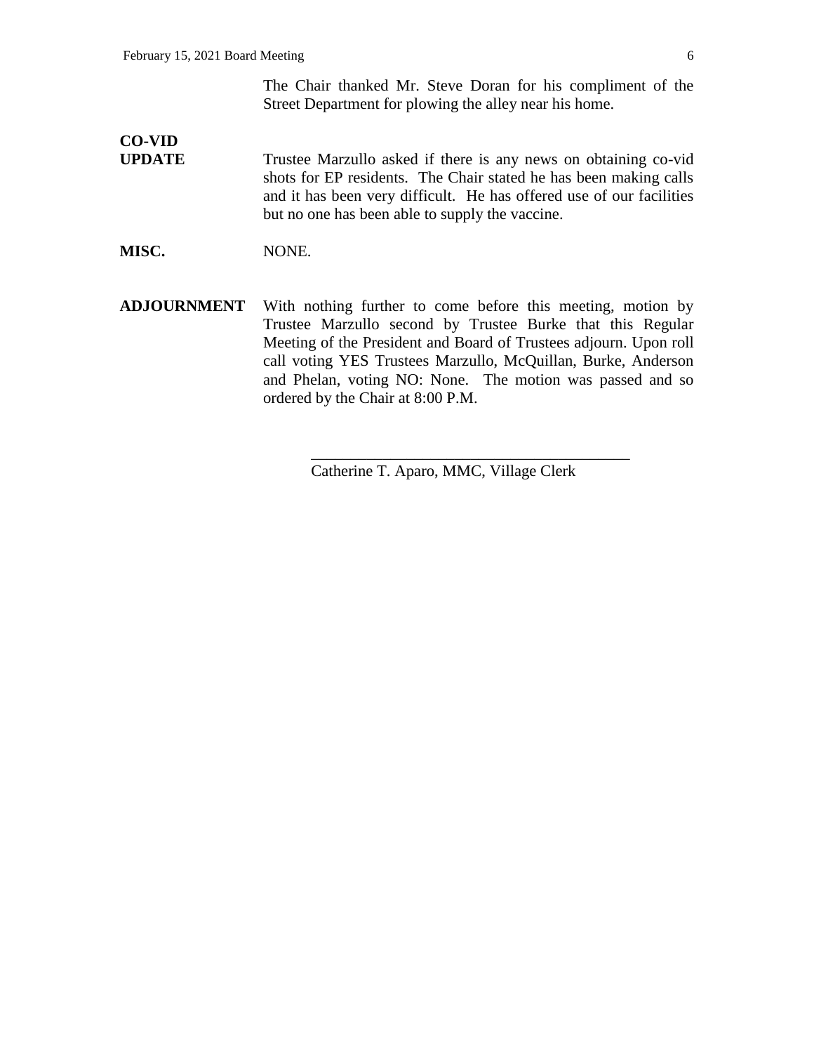The Chair thanked Mr. Steve Doran for his compliment of the Street Department for plowing the alley near his home.

**CO-VID UPDATE**

Trustee Marzullo asked if there is any news on obtaining co-vid shots for EP residents. The Chair stated he has been making calls and it has been very difficult. He has offered use of our facilities but no one has been able to supply the vaccine.

**MISC.**

NONE.

**ADJOURNMENT**

With nothing further to come before this meeting, motion by Trustee Marzullo second by Trustee Burke that this Regular Meeting of the President and Board of Trustees adjourn. Upon roll call voting YES Trustees Marzullo, McQuillan, Burke, Anderson and Phelan, voting NO: None. The motion was passed and so ordered by the Chair at 8:00 P.M.

\_\_\_\_\_\_\_\_\_\_\_\_\_\_\_\_\_\_\_\_\_\_\_\_\_\_\_\_\_\_\_\_\_\_\_\_\_\_\_\_

Catherine T. Aparo, MMC, Village Clerk